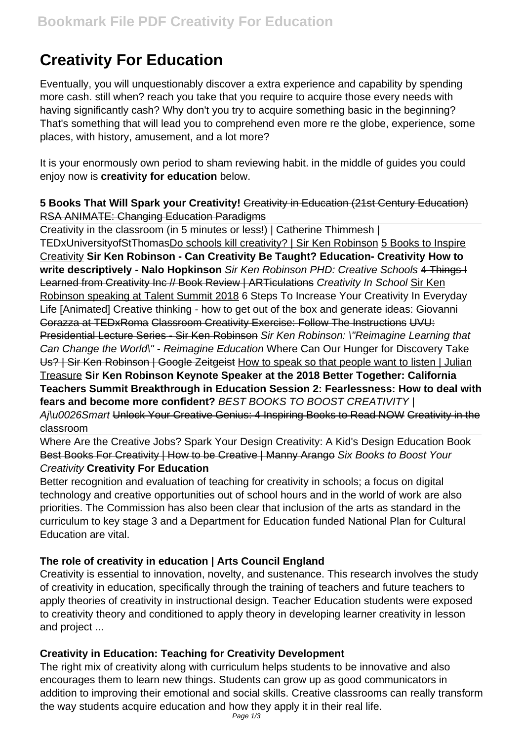# Creativity For Education

Eventually, you will unquestionably discover a extra experience and capability by spending more cash. still when? reach you take that you require to acquire those every needs with having significantly cash? Why don't you try to acquire something basic in the beginning? That's something that will lead you to comprehend even more re the globe, experience, some places, with history, amusement, and a lot more?

It is your enormously own period to sham reviewing habit. in the middle of guides you could enjoy now is **creativity for education** below.

**5 Books That Will Spark your Creativity!** ~~Creativity in Education (21st Century Education)~~ ~~RSA ANIMATE: Changing Education Paradigms~~

Creativity in the classroom (in 5 minutes or less!) | Catherine Thimmesh | TEDxUniversityofStThomasDo schools kill creativity? | Sir Ken Robinson 5 Books to Inspire Creativity **Sir Ken Robinson - Can Creativity Be Taught? Education- Creativity How to write descriptively - Nalo Hopkinson** *Sir Ken Robinson PHD: Creative Schools* ~~4 Things I Learned from Creativity Inc // Book Review | ARTiculations~~ *Creativity In School* Sir Ken Robinson speaking at Talent Summit 2018 6 Steps To Increase Your Creativity In Everyday Life [Animated] ~~Creative thinking - how to get out of the box and generate ideas: Giovanni Corazza at TEDxRoma~~ ~~Classroom Creativity Exercise: Follow The Instructions~~ ~~UVU: Presidential Lecture Series - Sir Ken Robinson~~ *Sir Ken Robinson: \"Reimagine Learning that Can Change the World\" - Reimagine Education* ~~Where Can Our Hunger for Discovery Take Us? | Sir Ken Robinson | Google Zeitgeist~~ How to speak so that people want to listen | Julian Treasure **Sir Ken Robinson Keynote Speaker at the 2018 Better Together: California Teachers Summit Breakthrough in Education Session 2: Fearlessness: How to deal with fears and become more confident?** *BEST BOOKS TO BOOST CREATIVITY | Aj\u0026Smart* ~~Unlock Your Creative Genius: 4 Inspiring Books to Read NOW~~ ~~Creativity in the classroom~~

Where Are the Creative Jobs? Spark Your Design Creativity: A Kid's Design Education Book ~~Best Books For Creativity | How to be Creative | Manny Arango~~ *Six Books to Boost Your Creativity* **Creativity For Education**

Better recognition and evaluation of teaching for creativity in schools; a focus on digital technology and creative opportunities out of school hours and in the world of work are also priorities. The Commission has also been clear that inclusion of the arts as standard in the curriculum to key stage 3 and a Department for Education funded National Plan for Cultural Education are vital.

### The role of creativity in education | Arts Council England

Creativity is essential to innovation, novelty, and sustenance. This research involves the study of creativity in education, specifically through the training of teachers and future teachers to apply theories of creativity in instructional design. Teacher Education students were exposed to creativity theory and conditioned to apply theory in developing learner creativity in lesson and project ...

### Creativity in Education: Teaching for Creativity Development

The right mix of creativity along with curriculum helps students to be innovative and also encourages them to learn new things. Students can grow up as good communicators in addition to improving their emotional and social skills. Creative classrooms can really transform the way students acquire education and how they apply it in their real life.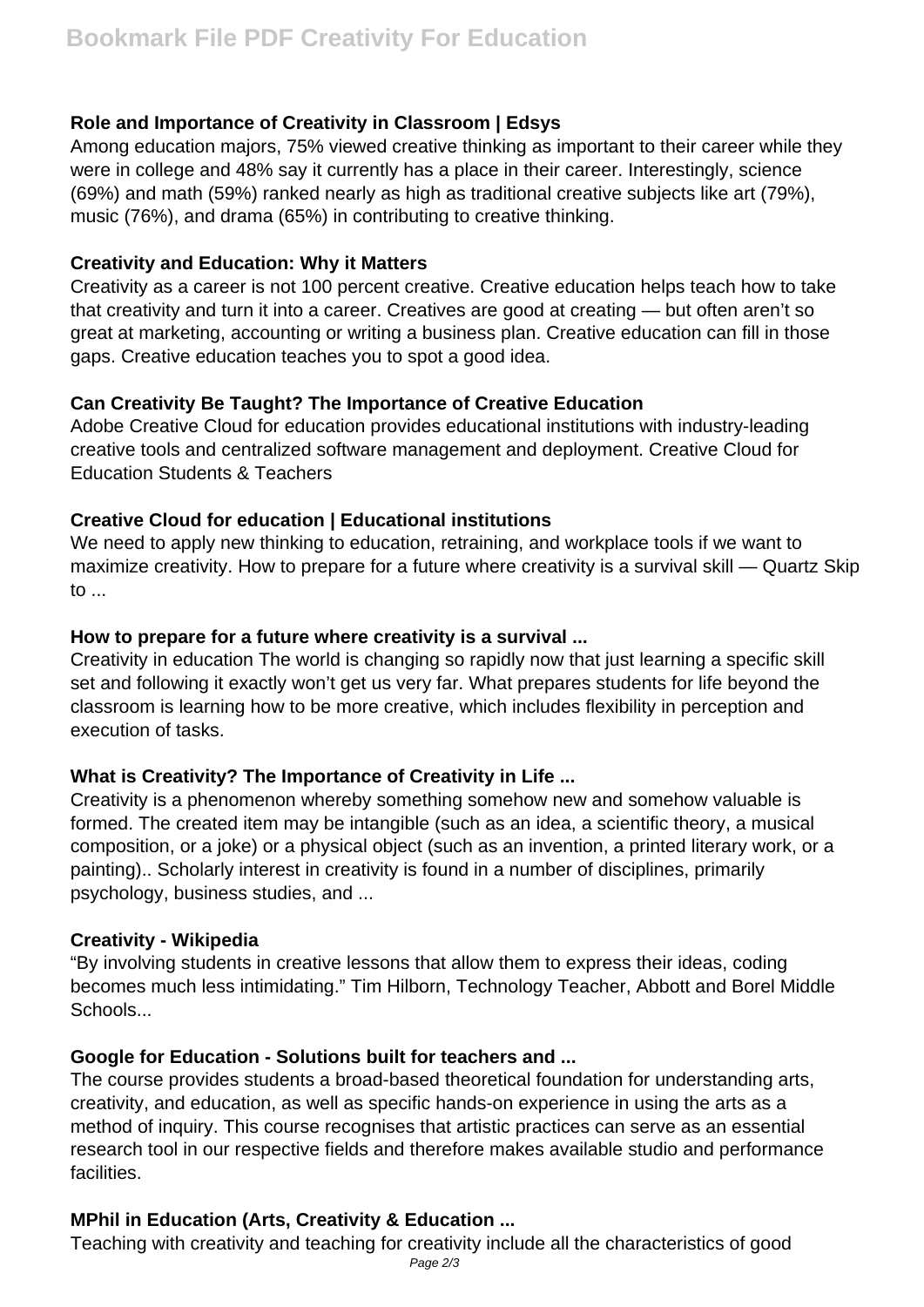### Role and Importance of Creativity in Classroom | Edsys

Among education majors, 75% viewed creative thinking as important to their career while they were in college and 48% say it currently has a place in their career. Interestingly, science (69%) and math (59%) ranked nearly as high as traditional creative subjects like art (79%), music (76%), and drama (65%) in contributing to creative thinking.

### Creativity and Education: Why it Matters

Creativity as a career is not 100 percent creative. Creative education helps teach how to take that creativity and turn it into a career. Creatives are good at creating — but often aren't so great at marketing, accounting or writing a business plan. Creative education can fill in those gaps. Creative education teaches you to spot a good idea.

### Can Creativity Be Taught? The Importance of Creative Education

Adobe Creative Cloud for education provides educational institutions with industry-leading creative tools and centralized software management and deployment. Creative Cloud for Education Students & Teachers

### Creative Cloud for education | Educational institutions

We need to apply new thinking to education, retraining, and workplace tools if we want to maximize creativity. How to prepare for a future where creativity is a survival skill — Quartz Skip to ...

### How to prepare for a future where creativity is a survival ...

Creativity in education The world is changing so rapidly now that just learning a specific skill set and following it exactly won't get us very far. What prepares students for life beyond the classroom is learning how to be more creative, which includes flexibility in perception and execution of tasks.

### What is Creativity? The Importance of Creativity in Life ...

Creativity is a phenomenon whereby something somehow new and somehow valuable is formed. The created item may be intangible (such as an idea, a scientific theory, a musical composition, or a joke) or a physical object (such as an invention, a printed literary work, or a painting).. Scholarly interest in creativity is found in a number of disciplines, primarily psychology, business studies, and ...

### Creativity - Wikipedia

"By involving students in creative lessons that allow them to express their ideas, coding becomes much less intimidating." Tim Hilborn, Technology Teacher, Abbott and Borel Middle Schools...

### Google for Education - Solutions built for teachers and ...

The course provides students a broad-based theoretical foundation for understanding arts, creativity, and education, as well as specific hands-on experience in using the arts as a method of inquiry. This course recognises that artistic practices can serve as an essential research tool in our respective fields and therefore makes available studio and performance facilities.

### MPhil in Education (Arts, Creativity & Education ...

Teaching with creativity and teaching for creativity include all the characteristics of good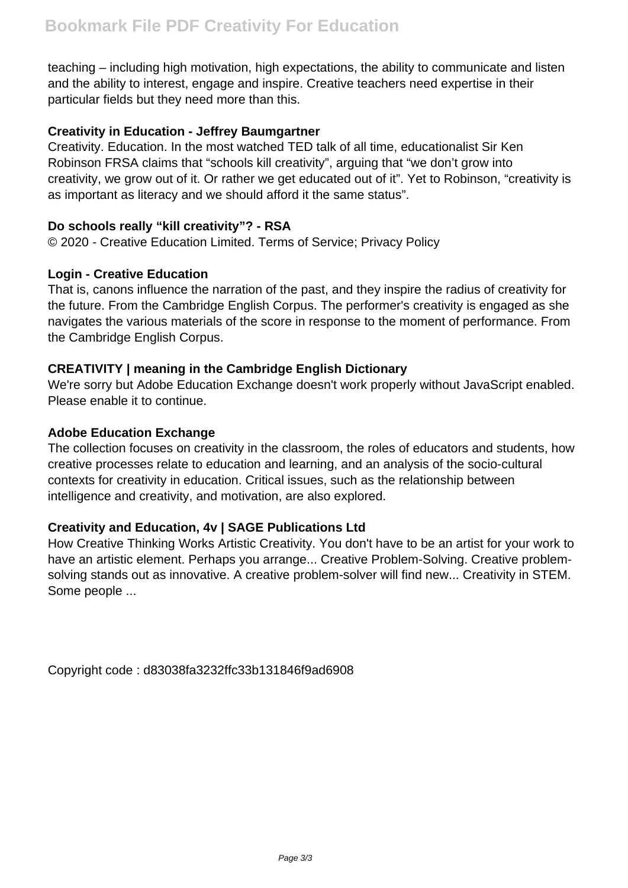teaching – including high motivation, high expectations, the ability to communicate and listen and the ability to interest, engage and inspire. Creative teachers need expertise in their particular fields but they need more than this.

**Creativity in Education - Jeffrey Baumgartner**

Creativity. Education. In the most watched TED talk of all time, educationalist Sir Ken Robinson FRSA claims that "schools kill creativity", arguing that "we don't grow into creativity, we grow out of it. Or rather we get educated out of it". Yet to Robinson, "creativity is as important as literacy and we should afford it the same status".

**Do schools really "kill creativity"? - RSA**

© 2020 - Creative Education Limited. Terms of Service; Privacy Policy

**Login - Creative Education**

That is, canons influence the narration of the past, and they inspire the radius of creativity for the future. From the Cambridge English Corpus. The performer's creativity is engaged as she navigates the various materials of the score in response to the moment of performance. From the Cambridge English Corpus.

**CREATIVITY | meaning in the Cambridge English Dictionary**

We're sorry but Adobe Education Exchange doesn't work properly without JavaScript enabled. Please enable it to continue.

**Adobe Education Exchange**

The collection focuses on creativity in the classroom, the roles of educators and students, how creative processes relate to education and learning, and an analysis of the socio-cultural contexts for creativity in education. Critical issues, such as the relationship between intelligence and creativity, and motivation, are also explored.

**Creativity and Education, 4v | SAGE Publications Ltd**

How Creative Thinking Works Artistic Creativity. You don't have to be an artist for your work to have an artistic element. Perhaps you arrange... Creative Problem-Solving. Creative problem-solving stands out as innovative. A creative problem-solver will find new... Creativity in STEM. Some people ...

Copyright code : d83038fa3232ffc33b131846f9ad6908